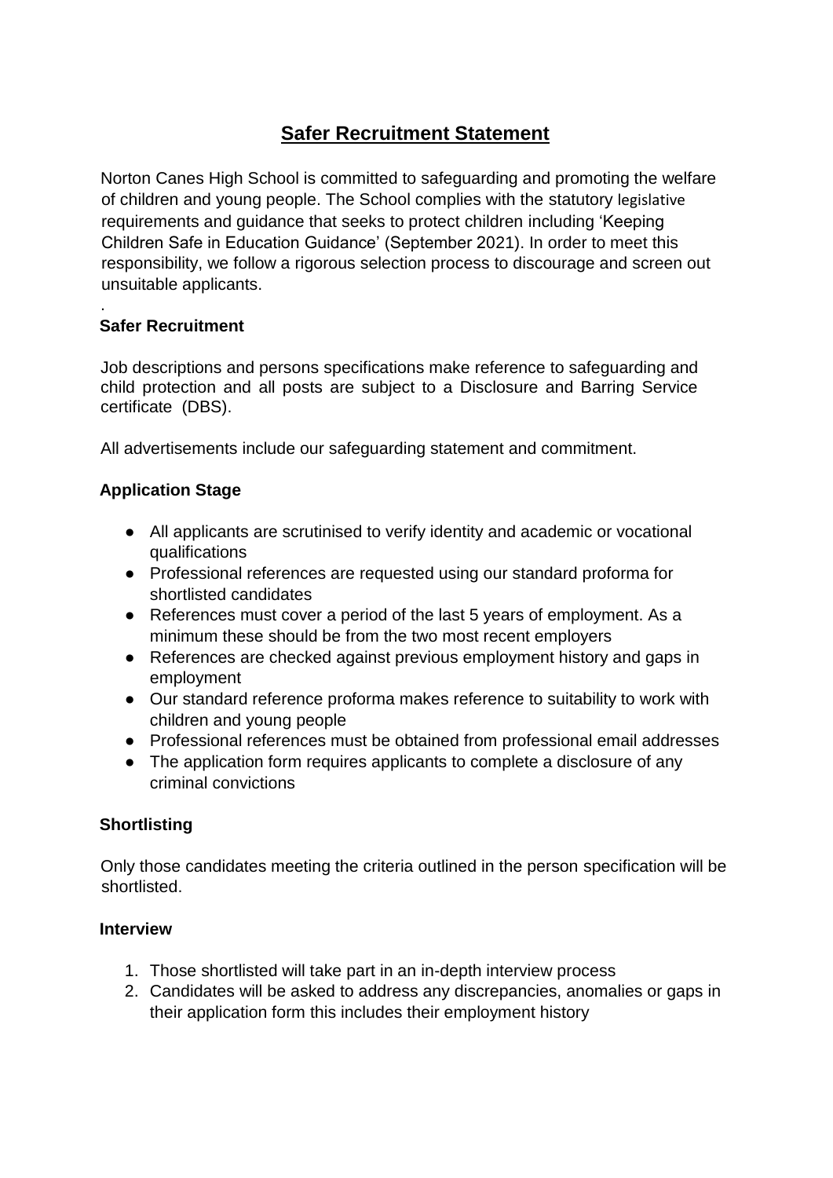# Safer Recruitment Statement

Norton Canes High School is committed to safeguarding and promoting the welfare of children and young people. The School complies with the statutory legislative requirements and guidance that seeks to protect children including 'Keeping Children Safe in Education Guidance' (September 2021). In order to meet this responsibility, we follow a rigorous selection process to discourage and screen out unsuitable applicants.

.

### Safer Recruitment

Job descriptions and persons specifications make reference to safeguarding and child protection and all posts are subject to a Disclosure and Barring Service certificate (DBS).

All advertisements include our safeguarding statement and commitment.

### Application Stage

- All applicants are scrutinised to verify identity and academic or vocational qualifications
- Professional references are requested using our standard proforma for shortlisted candidates
- References must cover a period of the last 5 years of employment. As a minimum these should be from the two most recent employers
- References are checked against previous employment history and gaps in employment
- Our standard reference proforma makes reference to suitability to work with children and young people
- Professional references must be obtained from professional email addresses
- The application form requires applicants to complete a disclosure of any criminal convictions

### Shortlisting

Only those candidates meeting the criteria outlined in the person specification will be shortlisted.

### Interview

1. Those shortlisted will take part in an in-depth interview process
2. Candidates will be asked to address any discrepancies, anomalies or gaps in their application form this includes their employment history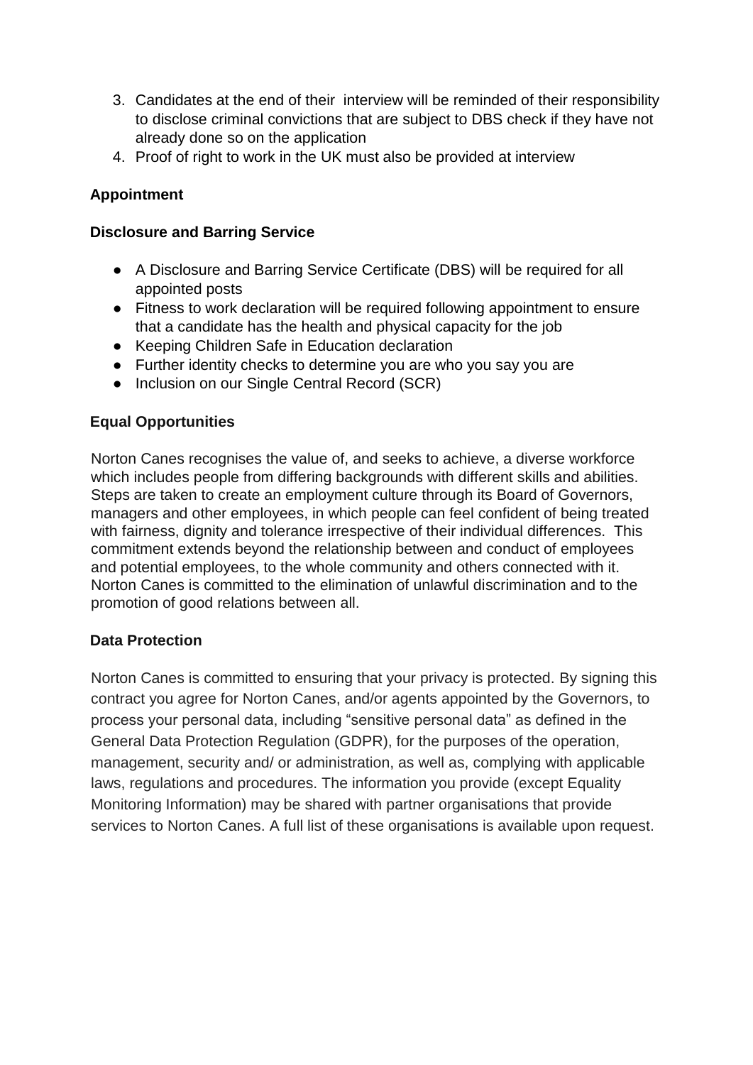3. Candidates at the end of their interview will be reminded of their responsibility to disclose criminal convictions that are subject to DBS check if they have not already done so on the application
4. Proof of right to work in the UK must also be provided at interview

**Appointment**

**Disclosure and Barring Service**

- A Disclosure and Barring Service Certificate (DBS) will be required for all appointed posts
- Fitness to work declaration will be required following appointment to ensure that a candidate has the health and physical capacity for the job
- Keeping Children Safe in Education declaration
- Further identity checks to determine you are who you say you are
- Inclusion on our Single Central Record (SCR)

**Equal Opportunities**

Norton Canes recognises the value of, and seeks to achieve, a diverse workforce which includes people from differing backgrounds with different skills and abilities. Steps are taken to create an employment culture through its Board of Governors, managers and other employees, in which people can feel confident of being treated with fairness, dignity and tolerance irrespective of their individual differences. This commitment extends beyond the relationship between and conduct of employees and potential employees, to the whole community and others connected with it. Norton Canes is committed to the elimination of unlawful discrimination and to the promotion of good relations between all.

**Data Protection**

Norton Canes is committed to ensuring that your privacy is protected. By signing this contract you agree for Norton Canes, and/or agents appointed by the Governors, to process your personal data, including "sensitive personal data" as defined in the General Data Protection Regulation (GDPR), for the purposes of the operation, management, security and/ or administration, as well as, complying with applicable laws, regulations and procedures. The information you provide (except Equality Monitoring Information) may be shared with partner organisations that provide services to Norton Canes. A full list of these organisations is available upon request.